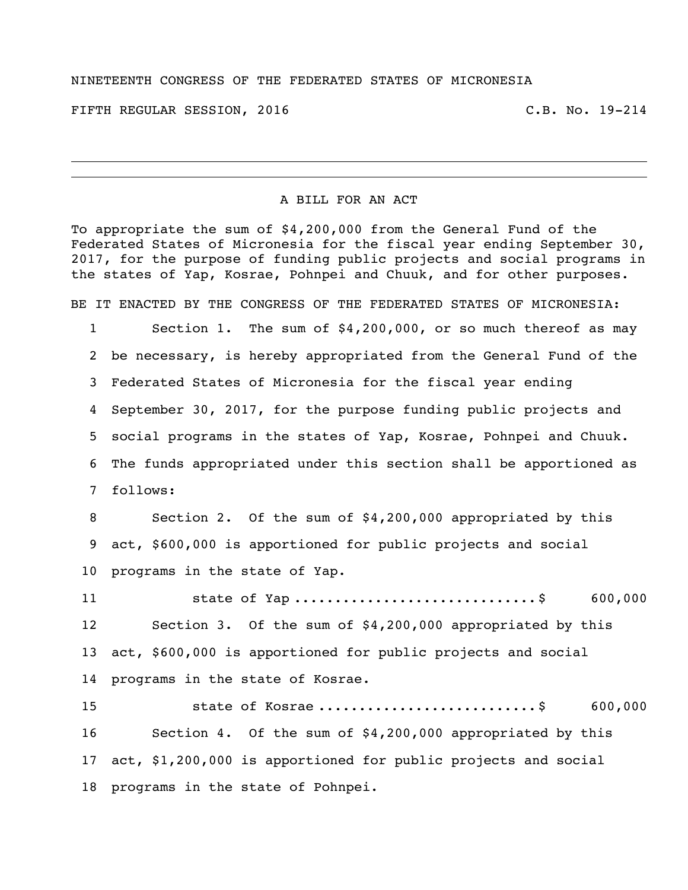NINETEENTH CONGRESS OF THE FEDERATED STATES OF MICRONESIA

FIFTH REGULAR SESSION, 2016 C.B. No. 19-214

---

A BILL FOR AN ACT

To appropriate the sum of $4,200,000 from the General Fund of the Federated States of Micronesia for the fiscal year ending September 30, 2017, for the purpose of funding public projects and social programs in the states of Yap, Kosrae, Pohnpei and Chuuk, and for other purposes.

BE IT ENACTED BY THE CONGRESS OF THE FEDERATED STATES OF MICRONESIA:

1 Section 1. The sum of $4,200,000, or so much thereof as may
2 be necessary, is hereby appropriated from the General Fund of the
3 Federated States of Micronesia for the fiscal year ending
4 September 30, 2017, for the purpose funding public projects and
5 social programs in the states of Yap, Kosrae, Pohnpei and Chuuk.
6 The funds appropriated under this section shall be apportioned as
7 follows:

8 Section 2. Of the sum of $4,200,000 appropriated by this
9 act, $600,000 is apportioned for public projects and social
10 programs in the state of Yap.

11 state of Yap ............................$ 600,000

12 Section 3. Of the sum of $4,200,000 appropriated by this
13 act, $600,000 is apportioned for public projects and social
14 programs in the state of Kosrae.

15 state of Kosrae .........................$ 600,000

16 Section 4. Of the sum of $4,200,000 appropriated by this
17 act, $1,200,000 is apportioned for public projects and social
18 programs in the state of Pohnpei.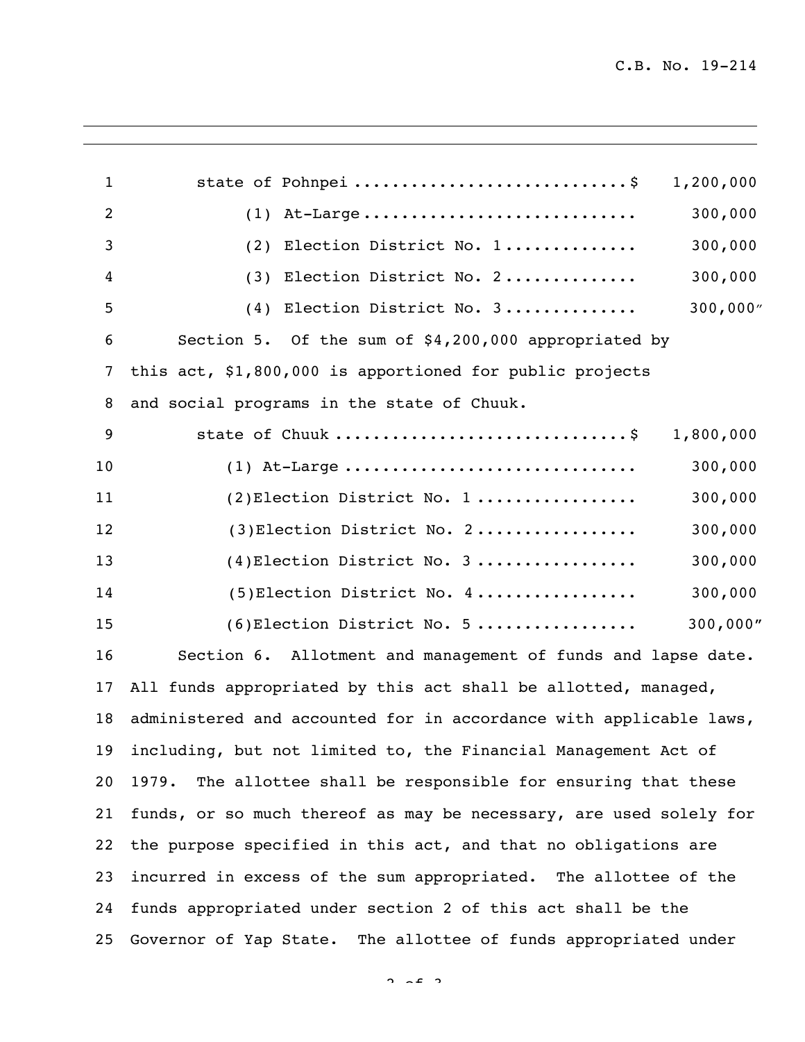state of Pohnpei ............................$ 1,200,000

(1) At-Large ............................ 300,000

(2) Election District No. 1 ............. 300,000

(3) Election District No. 2 ............. 300,000

(4) Election District No. 3 ............. 300,000″

Section 5. Of the sum of $4,200,000 appropriated by this act, $1,800,000 is apportioned for public projects and social programs in the state of Chuuk.

state of Chuuk ..............................$ 1,800,000

(1) At-Large .............................. 300,000

(2)Election District No. 1 ................ 300,000

(3)Election District No. 2 ................ 300,000

(4)Election District No. 3 ................ 300,000

(5)Election District No. 4 ................ 300,000

(6)Election District No. 5 ................ 300,000″

Section 6. Allotment and management of funds and lapse date. All funds appropriated by this act shall be allotted, managed, administered and accounted for in accordance with applicable laws, including, but not limited to, the Financial Management Act of 1979. The allottee shall be responsible for ensuring that these funds, or so much thereof as may be necessary, are used solely for the purpose specified in this act, and that no obligations are incurred in excess of the sum appropriated. The allottee of the funds appropriated under section 2 of this act shall be the Governor of Yap State. The allottee of funds appropriated under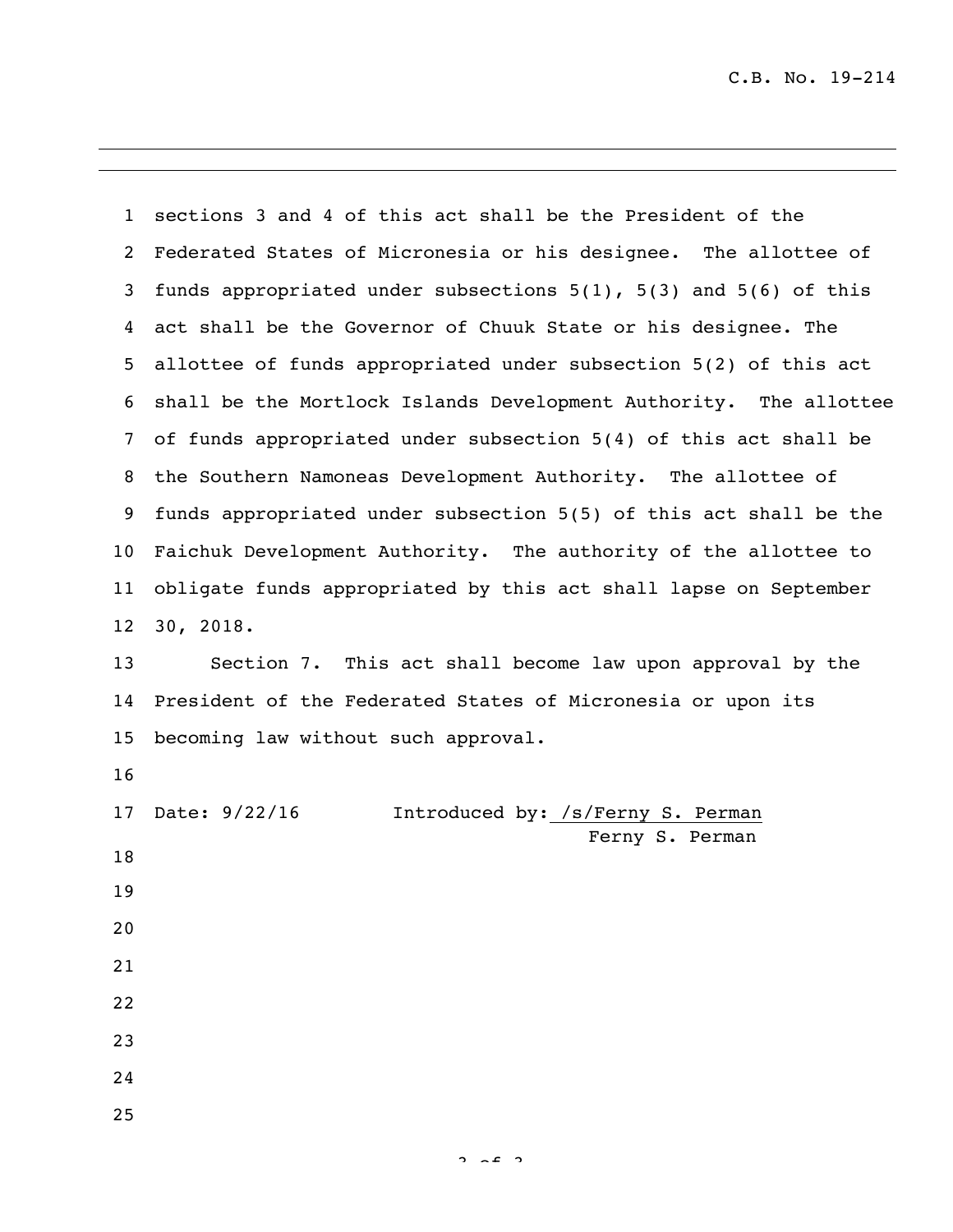sections 3 and 4 of this act shall be the President of the Federated States of Micronesia or his designee. The allottee of funds appropriated under subsections 5(1), 5(3) and 5(6) of this act shall be the Governor of Chuuk State or his designee. The allottee of funds appropriated under subsection 5(2) of this act shall be the Mortlock Islands Development Authority. The allottee of funds appropriated under subsection 5(4) of this act shall be the Southern Namoneas Development Authority. The allottee of funds appropriated under subsection 5(5) of this act shall be the Faichuk Development Authority. The authority of the allottee to obligate funds appropriated by this act shall lapse on September 30, 2018.

Section 7. This act shall become law upon approval by the President of the Federated States of Micronesia or upon its becoming law without such approval.

Date: 9/22/16 Introduced by: /s/Ferny S. Perman

Ferny S. Perman